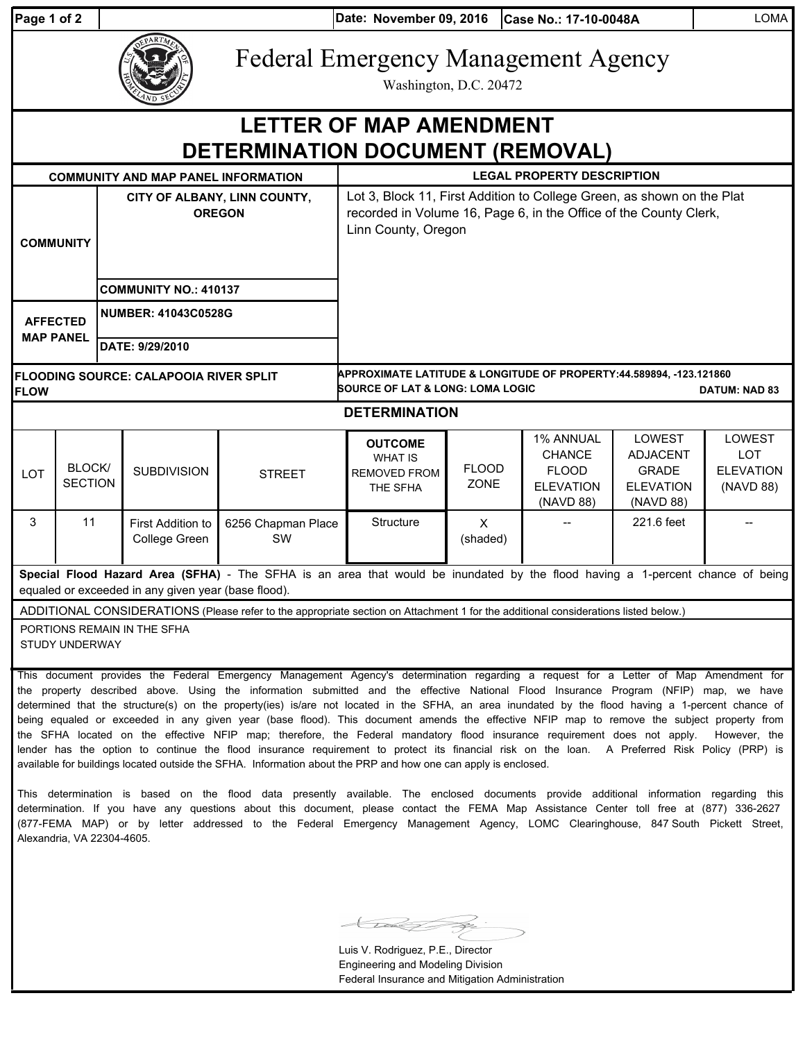Date: November 09, 2016 | Case No.: 17-10-0048A | LOMA

# Federal Emergency Management Agency

Washington, D.C. 20472

# LETTER OF MAP AMENDMENT DETERMINATION DOCUMENT (REMOVAL)

| COMMUNITY AND MAP PANEL INFORMATION | | LEGAL PROPERTY DESCRIPTION |
|---|---|---|
| COMMUNITY | CITY OF ALBANY, LINN COUNTY, OREGON | Lot 3, Block 11, First Addition to College Green, as shown on the Plat recorded in Volume 16, Page 6, in the Office of the County Clerk, Linn County, Oregon |
| | COMMUNITY NO.: 410137 | |
| AFFECTED MAP PANEL | NUMBER: 41043C0528G | |
| | DATE: 9/29/2010 | |

**FLOODING SOURCE: CALAPOOIA RIVER SPLIT FLOW**

**APPROXIMATE LATITUDE & LONGITUDE OF PROPERTY: 44.589894, -123.121860**
**SOURCE OF LAT & LONG: LOMA LOGIC** **DATUM: NAD 83**

## DETERMINATION

| LOT | BLOCK/ SECTION | SUBDIVISION | STREET | OUTCOME WHAT IS REMOVED FROM THE SFHA | FLOOD ZONE | 1% ANNUAL CHANCE FLOOD ELEVATION (NAVD 88) | LOWEST ADJACENT GRADE ELEVATION (NAVD 88) | LOWEST LOT ELEVATION (NAVD 88) |
|---|---|---|---|---|---|---|---|---|
| 3 | 11 | First Addition to College Green | 6256 Chapman Place SW | Structure | X (shaded) | -- | 221.6 feet | -- |

**Special Flood Hazard Area (SFHA)** - The SFHA is an area that would be inundated by the flood having a 1-percent chance of being equaled or exceeded in any given year (base flood).

ADDITIONAL CONSIDERATIONS (Please refer to the appropriate section on Attachment 1 for the additional considerations listed below.)

PORTIONS REMAIN IN THE SFHA
STUDY UNDERWAY

This document provides the Federal Emergency Management Agency's determination regarding a request for a Letter of Map Amendment for the property described above. Using the information submitted and the effective National Flood Insurance Program (NFIP) map, we have determined that the structure(s) on the property(ies) is/are not located in the SFHA, an area inundated by the flood having a 1-percent chance of being equaled or exceeded in any given year (base flood). This document amends the effective NFIP map to remove the subject property from the SFHA located on the effective NFIP map; therefore, the Federal mandatory flood insurance requirement does not apply. However, the lender has the option to continue the flood insurance requirement to protect its financial risk on the loan. A Preferred Risk Policy (PRP) is available for buildings located outside the SFHA. Information about the PRP and how one can apply is enclosed.

This determination is based on the flood data presently available. The enclosed documents provide additional information regarding this determination. If you have any questions about this document, please contact the FEMA Map Assistance Center toll free at (877) 336-2627 (877-FEMA MAP) or by letter addressed to the Federal Emergency Management Agency, LOMC Clearinghouse, 847 South Pickett Street, Alexandria, VA 22304-4605.

Luis V. Rodriguez, P.E., Director
Engineering and Modeling Division
Federal Insurance and Mitigation Administration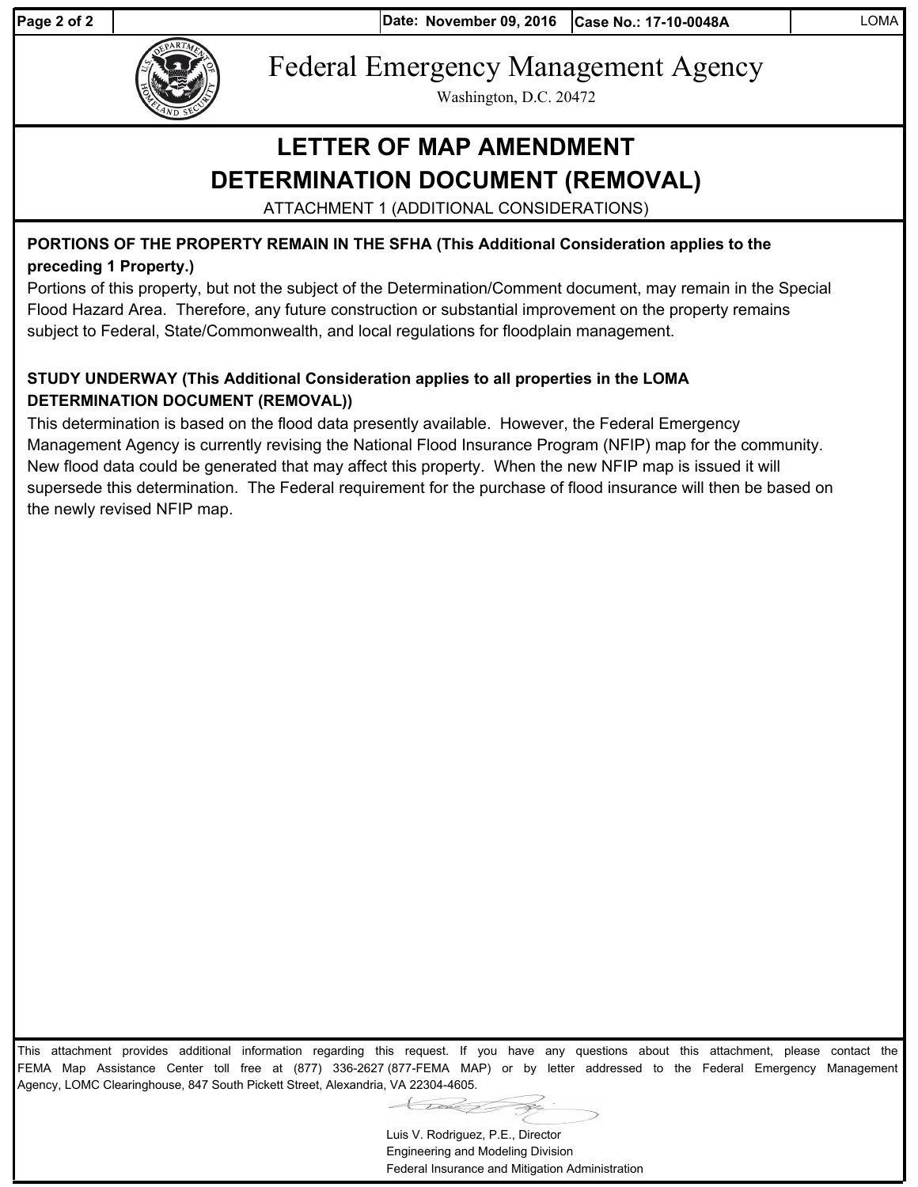Date: November 09, 2016 | Case No.: 17-10-0048A | LOMA

# Federal Emergency Management Agency

Washington, D.C. 20472

## LETTER OF MAP AMENDMENT DETERMINATION DOCUMENT (REMOVAL)

ATTACHMENT 1 (ADDITIONAL CONSIDERATIONS)

**PORTIONS OF THE PROPERTY REMAIN IN THE SFHA (This Additional Consideration applies to the preceding 1 Property.)**

Portions of this property, but not the subject of the Determination/Comment document, may remain in the Special Flood Hazard Area. Therefore, any future construction or substantial improvement on the property remains subject to Federal, State/Commonwealth, and local regulations for floodplain management.

**STUDY UNDERWAY (This Additional Consideration applies to all properties in the LOMA DETERMINATION DOCUMENT (REMOVAL))**

This determination is based on the flood data presently available. However, the Federal Emergency Management Agency is currently revising the National Flood Insurance Program (NFIP) map for the community. New flood data could be generated that may affect this property. When the new NFIP map is issued it will supersede this determination. The Federal requirement for the purchase of flood insurance will then be based on the newly revised NFIP map.

This attachment provides additional information regarding this request. If you have any questions about this attachment, please contact the FEMA Map Assistance Center toll free at (877) 336-2627 (877-FEMA MAP) or by letter addressed to the Federal Emergency Management Agency, LOMC Clearinghouse, 847 South Pickett Street, Alexandria, VA 22304-4605.

Luis V. Rodriguez, P.E., Director
Engineering and Modeling Division
Federal Insurance and Mitigation Administration